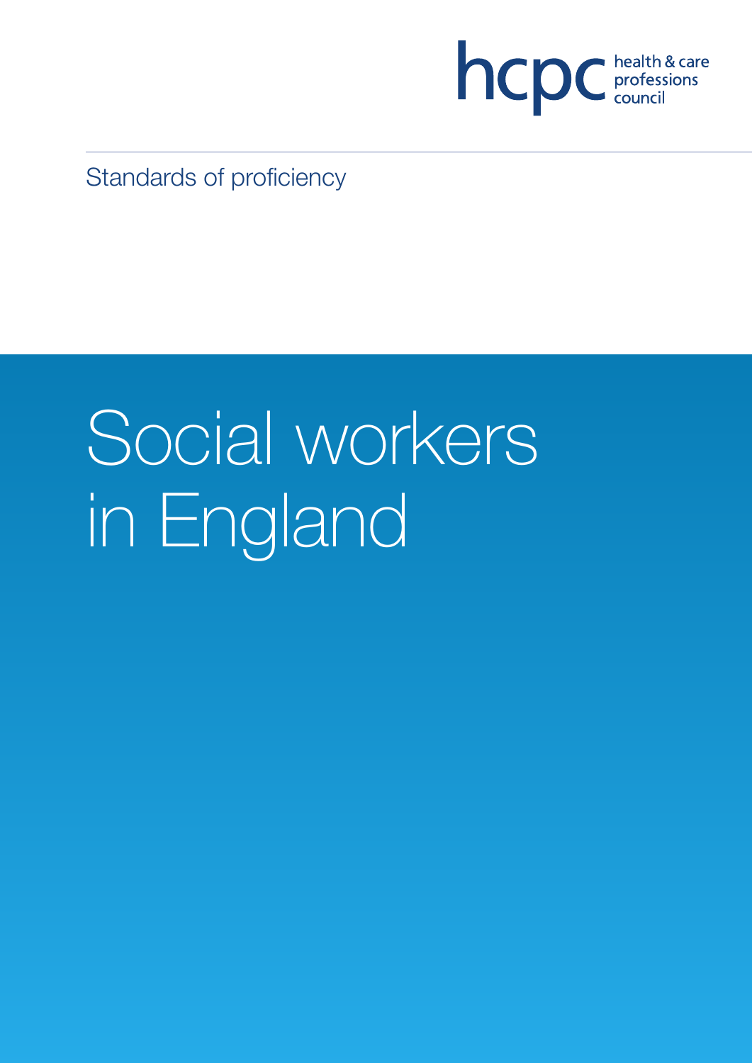hcpc health & care professions council

Standards of proficiency

# Social workers in England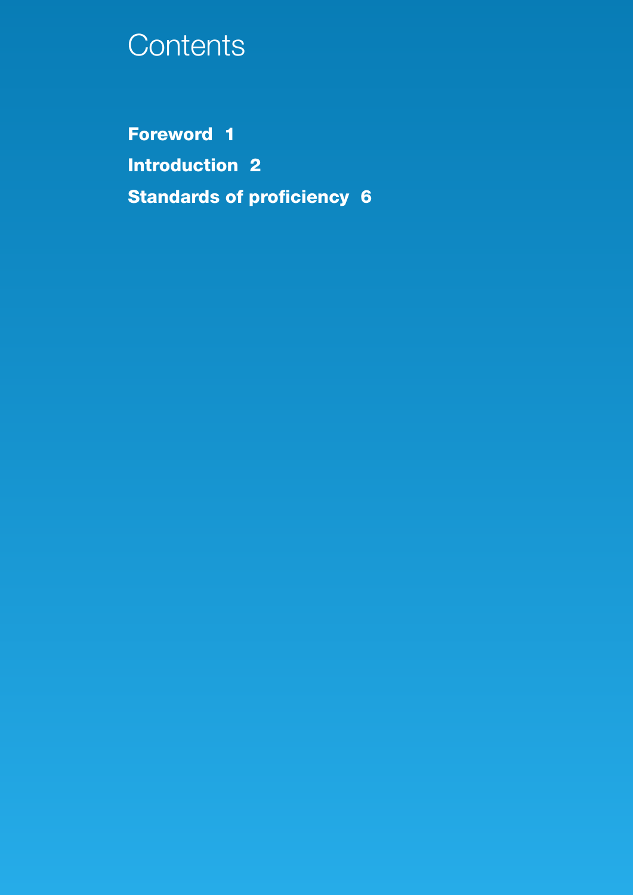# Contents

**Foreword 1**

**Introduction 2**

**Standards of proficiency 6**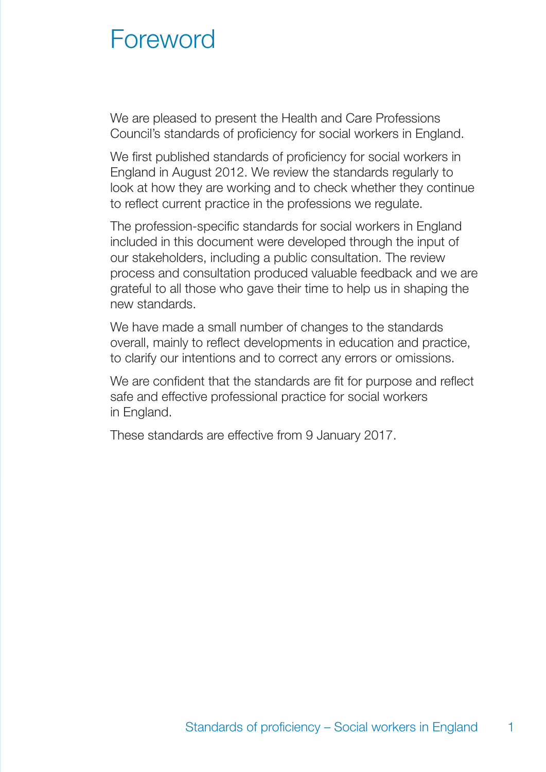# Foreword

We are pleased to present the Health and Care Professions Council's standards of proficiency for social workers in England.

We first published standards of proficiency for social workers in England in August 2012. We review the standards regularly to look at how they are working and to check whether they continue to reflect current practice in the professions we regulate.

The profession-specific standards for social workers in England included in this document were developed through the input of our stakeholders, including a public consultation. The review process and consultation produced valuable feedback and we are grateful to all those who gave their time to help us in shaping the new standards.

We have made a small number of changes to the standards overall, mainly to reflect developments in education and practice, to clarify our intentions and to correct any errors or omissions.

We are confident that the standards are fit for purpose and reflect safe and effective professional practice for social workers in England.

These standards are effective from 9 January 2017.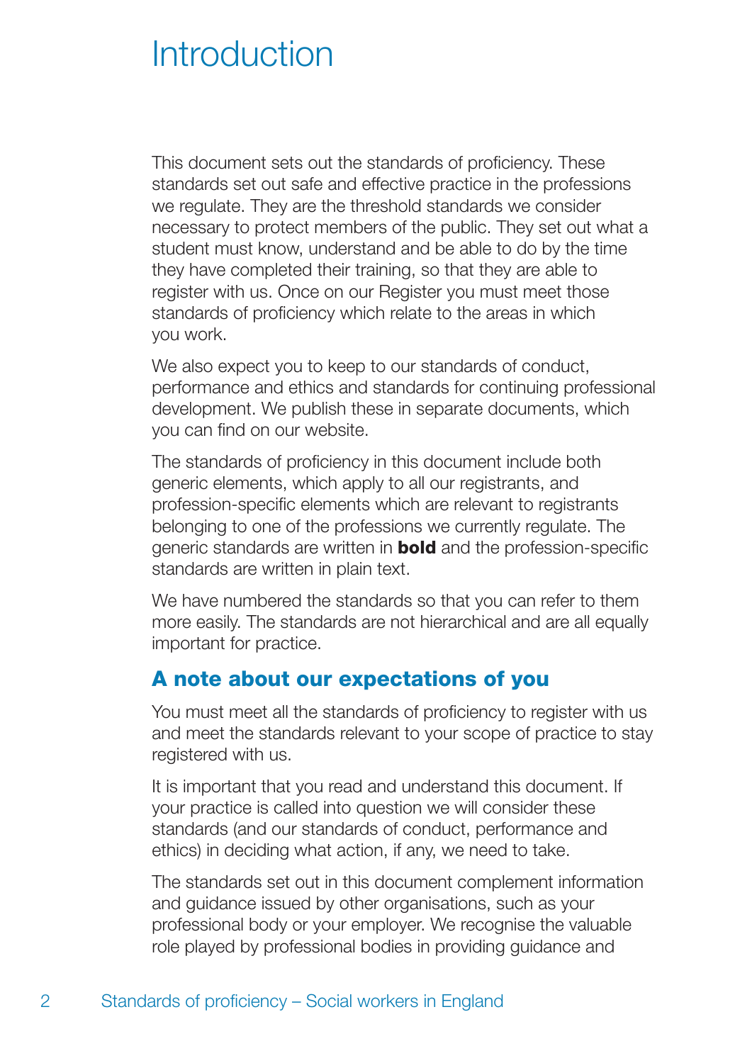# Introduction

This document sets out the standards of proficiency. These standards set out safe and effective practice in the professions we regulate. They are the threshold standards we consider necessary to protect members of the public. They set out what a student must know, understand and be able to do by the time they have completed their training, so that they are able to register with us. Once on our Register you must meet those standards of proficiency which relate to the areas in which you work.

We also expect you to keep to our standards of conduct, performance and ethics and standards for continuing professional development. We publish these in separate documents, which you can find on our website.

The standards of proficiency in this document include both generic elements, which apply to all our registrants, and profession-specific elements which are relevant to registrants belonging to one of the professions we currently regulate. The generic standards are written in **bold** and the profession-specific standards are written in plain text.

We have numbered the standards so that you can refer to them more easily. The standards are not hierarchical and are all equally important for practice.

## A note about our expectations of you

You must meet all the standards of proficiency to register with us and meet the standards relevant to your scope of practice to stay registered with us.

It is important that you read and understand this document. If your practice is called into question we will consider these standards (and our standards of conduct, performance and ethics) in deciding what action, if any, we need to take.

The standards set out in this document complement information and guidance issued by other organisations, such as your professional body or your employer. We recognise the valuable role played by professional bodies in providing guidance and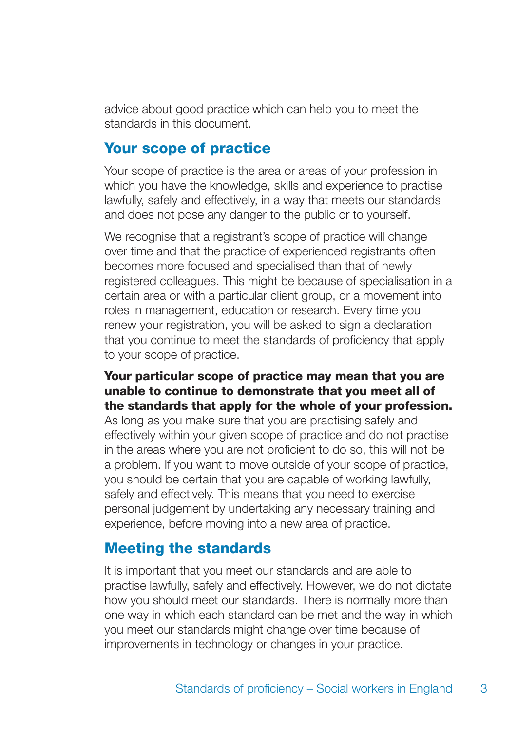advice about good practice which can help you to meet the standards in this document.

## Your scope of practice

Your scope of practice is the area or areas of your profession in which you have the knowledge, skills and experience to practise lawfully, safely and effectively, in a way that meets our standards and does not pose any danger to the public or to yourself.

We recognise that a registrant's scope of practice will change over time and that the practice of experienced registrants often becomes more focused and specialised than that of newly registered colleagues. This might be because of specialisation in a certain area or with a particular client group, or a movement into roles in management, education or research. Every time you renew your registration, you will be asked to sign a declaration that you continue to meet the standards of proficiency that apply to your scope of practice.

**Your particular scope of practice may mean that you are unable to continue to demonstrate that you meet all of the standards that apply for the whole of your profession.** As long as you make sure that you are practising safely and effectively within your given scope of practice and do not practise in the areas where you are not proficient to do so, this will not be a problem. If you want to move outside of your scope of practice, you should be certain that you are capable of working lawfully, safely and effectively. This means that you need to exercise personal judgement by undertaking any necessary training and experience, before moving into a new area of practice.

## Meeting the standards

It is important that you meet our standards and are able to practise lawfully, safely and effectively. However, we do not dictate how you should meet our standards. There is normally more than one way in which each standard can be met and the way in which you meet our standards might change over time because of improvements in technology or changes in your practice.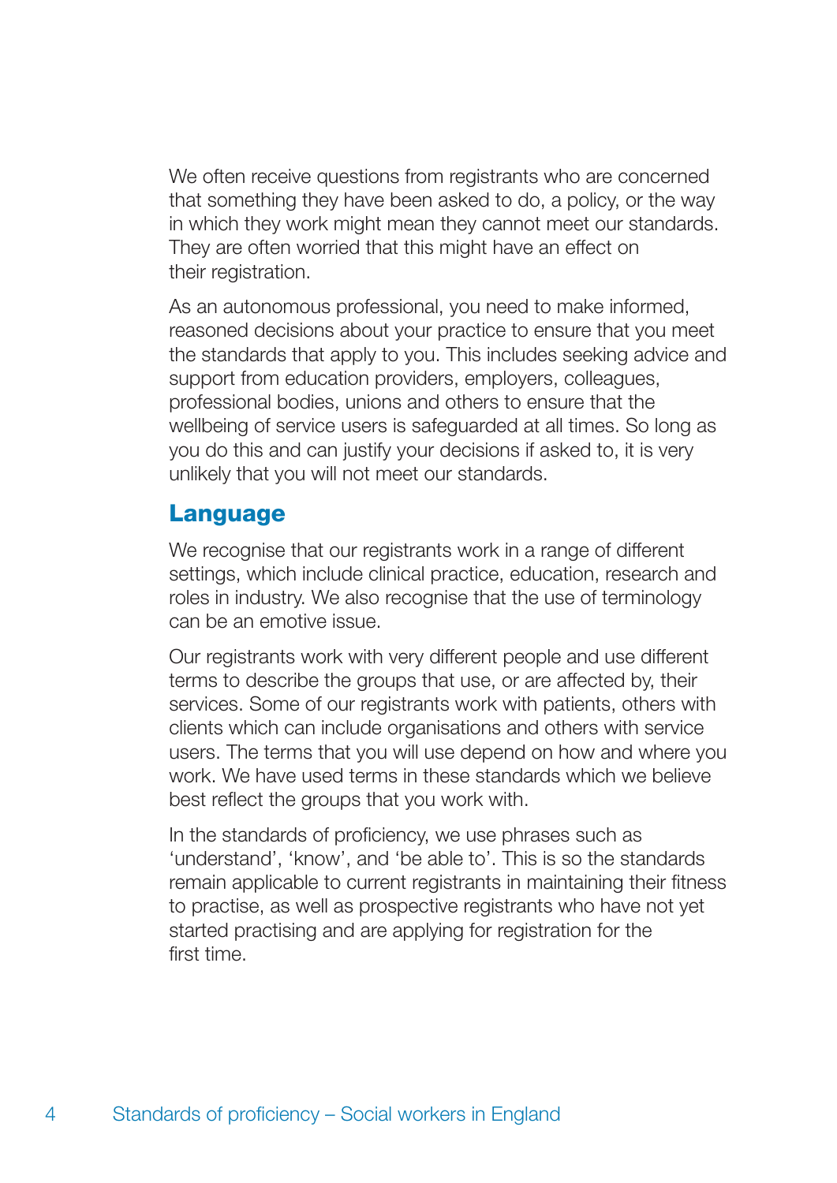We often receive questions from registrants who are concerned that something they have been asked to do, a policy, or the way in which they work might mean they cannot meet our standards. They are often worried that this might have an effect on their registration.

As an autonomous professional, you need to make informed, reasoned decisions about your practice to ensure that you meet the standards that apply to you. This includes seeking advice and support from education providers, employers, colleagues, professional bodies, unions and others to ensure that the wellbeing of service users is safeguarded at all times. So long as you do this and can justify your decisions if asked to, it is very unlikely that you will not meet our standards.

## Language

We recognise that our registrants work in a range of different settings, which include clinical practice, education, research and roles in industry. We also recognise that the use of terminology can be an emotive issue.

Our registrants work with very different people and use different terms to describe the groups that use, or are affected by, their services. Some of our registrants work with patients, others with clients which can include organisations and others with service users. The terms that you will use depend on how and where you work. We have used terms in these standards which we believe best reflect the groups that you work with.

In the standards of proficiency, we use phrases such as 'understand', 'know', and 'be able to'. This is so the standards remain applicable to current registrants in maintaining their fitness to practise, as well as prospective registrants who have not yet started practising and are applying for registration for the first time.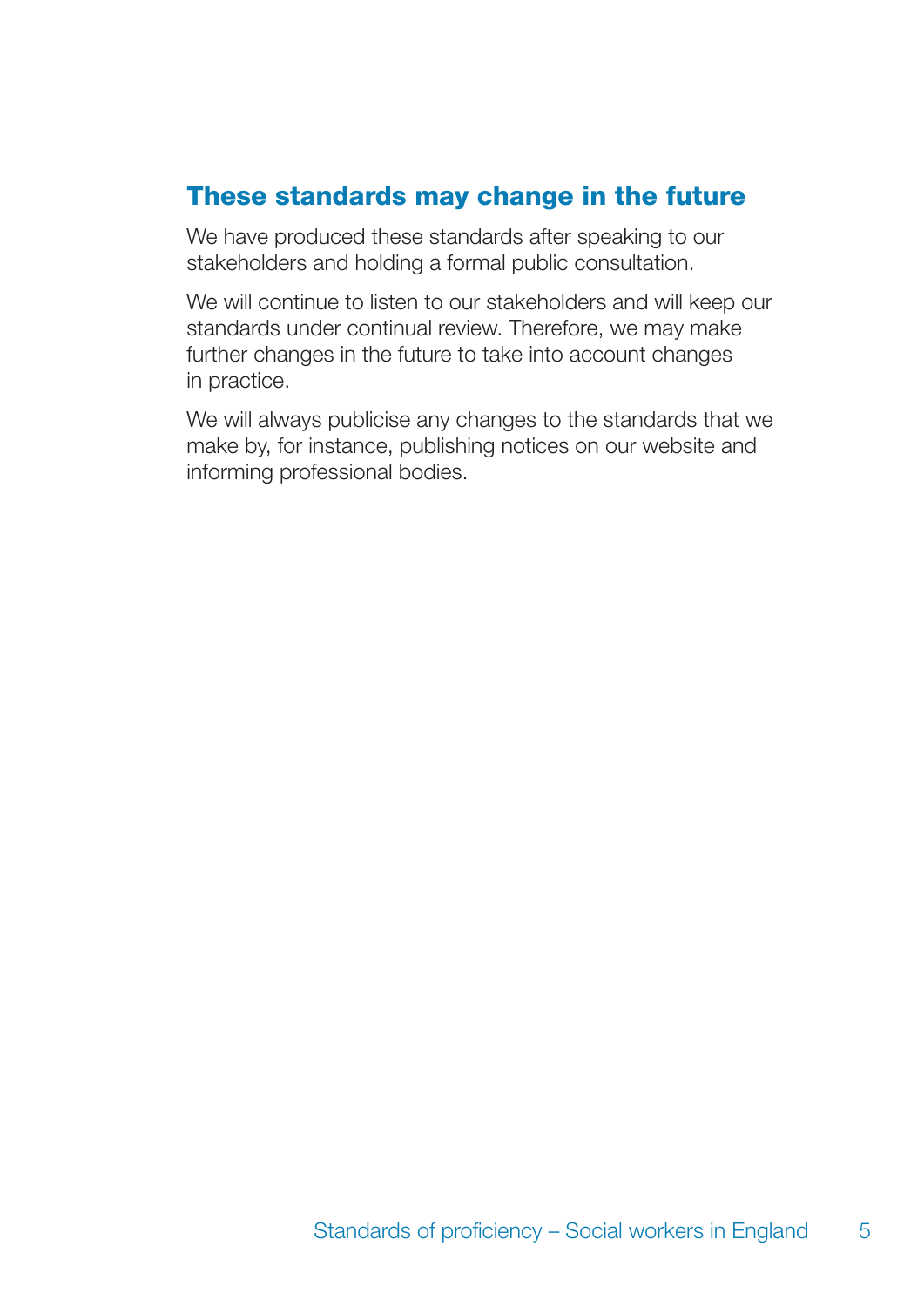## These standards may change in the future

We have produced these standards after speaking to our stakeholders and holding a formal public consultation.

We will continue to listen to our stakeholders and will keep our standards under continual review. Therefore, we may make further changes in the future to take into account changes in practice.

We will always publicise any changes to the standards that we make by, for instance, publishing notices on our website and informing professional bodies.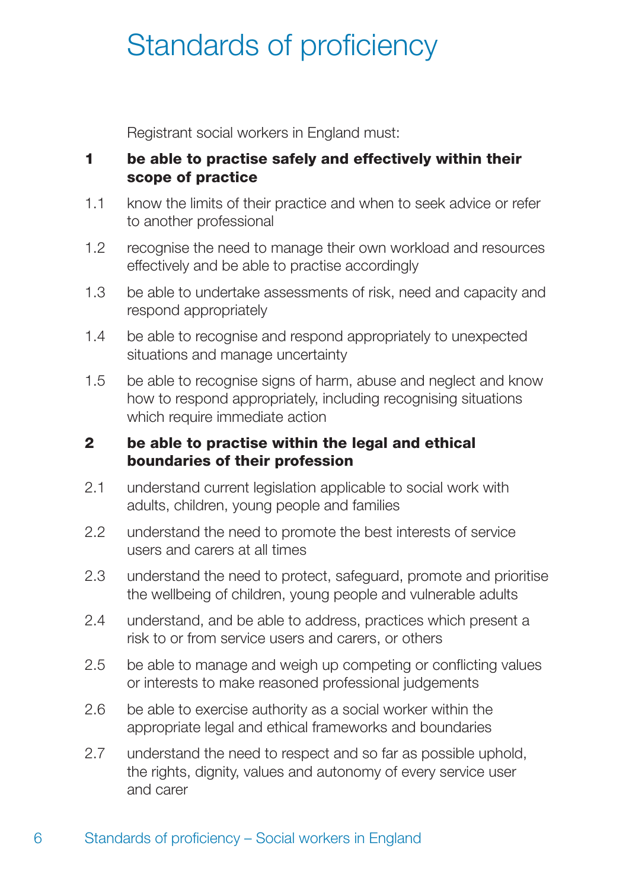# Standards of proficiency

Registrant social workers in England must:

**1 be able to practise safely and effectively within their scope of practice**

1.1 know the limits of their practice and when to seek advice or refer to another professional

1.2 recognise the need to manage their own workload and resources effectively and be able to practise accordingly

1.3 be able to undertake assessments of risk, need and capacity and respond appropriately

1.4 be able to recognise and respond appropriately to unexpected situations and manage uncertainty

1.5 be able to recognise signs of harm, abuse and neglect and know how to respond appropriately, including recognising situations which require immediate action

**2 be able to practise within the legal and ethical boundaries of their profession**

2.1 understand current legislation applicable to social work with adults, children, young people and families

2.2 understand the need to promote the best interests of service users and carers at all times

2.3 understand the need to protect, safeguard, promote and prioritise the wellbeing of children, young people and vulnerable adults

2.4 understand, and be able to address, practices which present a risk to or from service users and carers, or others

2.5 be able to manage and weigh up competing or conflicting values or interests to make reasoned professional judgements

2.6 be able to exercise authority as a social worker within the appropriate legal and ethical frameworks and boundaries

2.7 understand the need to respect and so far as possible uphold, the rights, dignity, values and autonomy of every service user and carer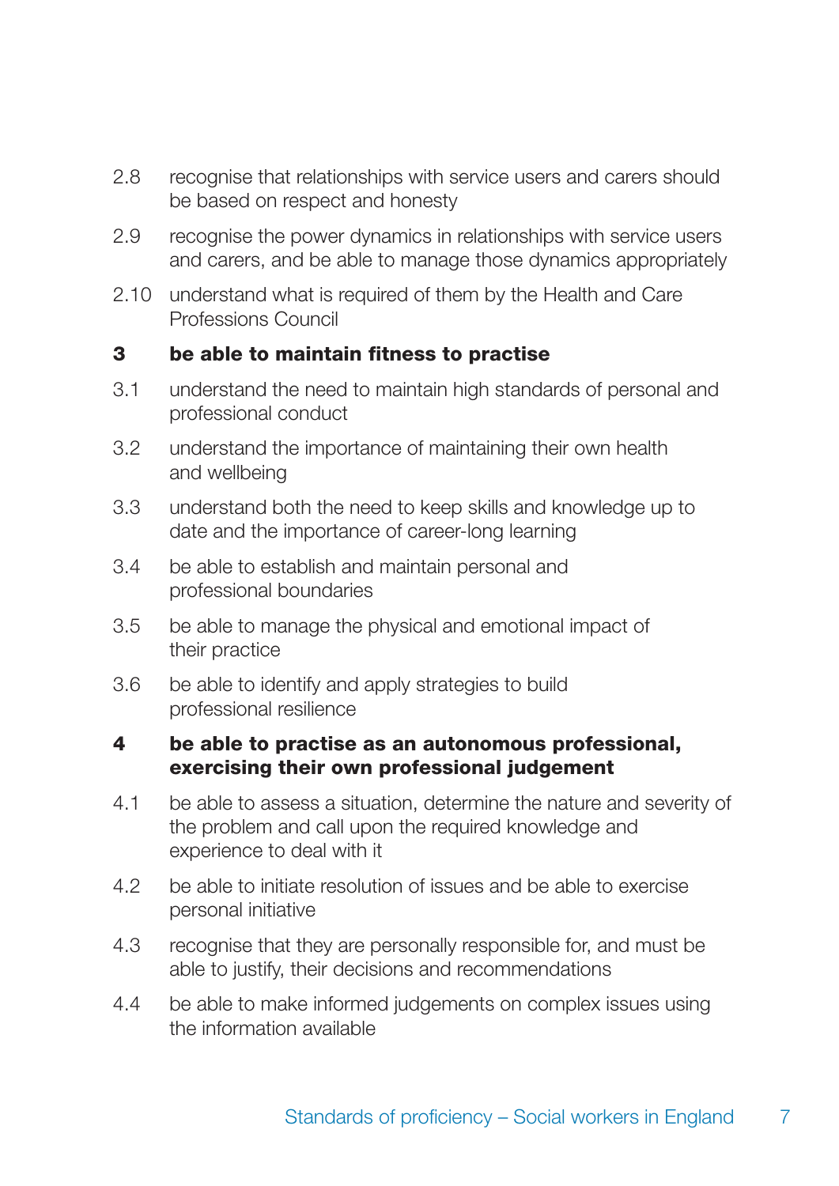2.8 recognise that relationships with service users and carers should be based on respect and honesty

2.9 recognise the power dynamics in relationships with service users and carers, and be able to manage those dynamics appropriately

2.10 understand what is required of them by the Health and Care Professions Council

**3 be able to maintain fitness to practise**

3.1 understand the need to maintain high standards of personal and professional conduct

3.2 understand the importance of maintaining their own health and wellbeing

3.3 understand both the need to keep skills and knowledge up to date and the importance of career-long learning

3.4 be able to establish and maintain personal and professional boundaries

3.5 be able to manage the physical and emotional impact of their practice

3.6 be able to identify and apply strategies to build professional resilience

**4 be able to practise as an autonomous professional, exercising their own professional judgement**

4.1 be able to assess a situation, determine the nature and severity of the problem and call upon the required knowledge and experience to deal with it

4.2 be able to initiate resolution of issues and be able to exercise personal initiative

4.3 recognise that they are personally responsible for, and must be able to justify, their decisions and recommendations

4.4 be able to make informed judgements on complex issues using the information available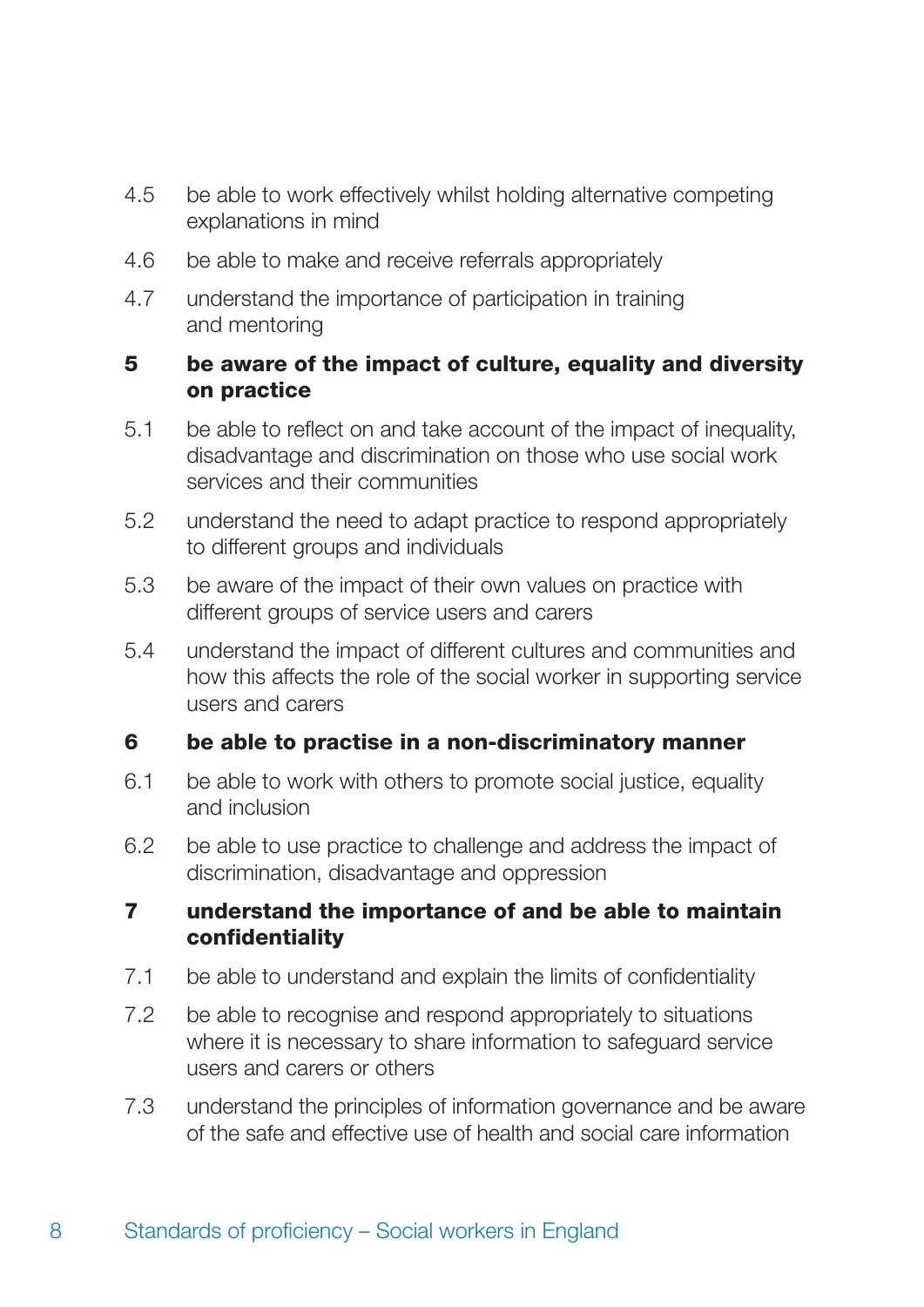4.5 be able to work effectively whilst holding alternative competing explanations in mind

4.6 be able to make and receive referrals appropriately

4.7 understand the importance of participation in training and mentoring

**5 be aware of the impact of culture, equality and diversity on practice**

5.1 be able to reflect on and take account of the impact of inequality, disadvantage and discrimination on those who use social work services and their communities

5.2 understand the need to adapt practice to respond appropriately to different groups and individuals

5.3 be aware of the impact of their own values on practice with different groups of service users and carers

5.4 understand the impact of different cultures and communities and how this affects the role of the social worker in supporting service users and carers

**6 be able to practise in a non-discriminatory manner**

6.1 be able to work with others to promote social justice, equality and inclusion

6.2 be able to use practice to challenge and address the impact of discrimination, disadvantage and oppression

**7 understand the importance of and be able to maintain confidentiality**

7.1 be able to understand and explain the limits of confidentiality

7.2 be able to recognise and respond appropriately to situations where it is necessary to share information to safeguard service users and carers or others

7.3 understand the principles of information governance and be aware of the safe and effective use of health and social care information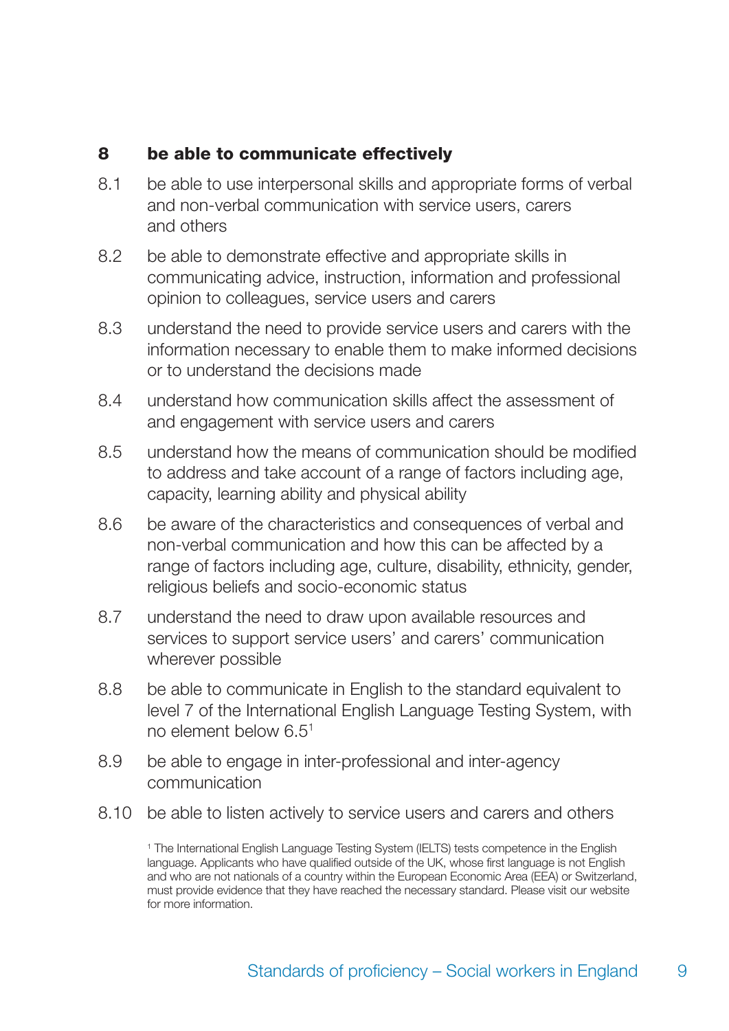**8 be able to communicate effectively**

8.1 be able to use interpersonal skills and appropriate forms of verbal and non-verbal communication with service users, carers and others

8.2 be able to demonstrate effective and appropriate skills in communicating advice, instruction, information and professional opinion to colleagues, service users and carers

8.3 understand the need to provide service users and carers with the information necessary to enable them to make informed decisions or to understand the decisions made

8.4 understand how communication skills affect the assessment of and engagement with service users and carers

8.5 understand how the means of communication should be modified to address and take account of a range of factors including age, capacity, learning ability and physical ability

8.6 be aware of the characteristics and consequences of verbal and non-verbal communication and how this can be affected by a range of factors including age, culture, disability, ethnicity, gender, religious beliefs and socio-economic status

8.7 understand the need to draw upon available resources and services to support service users' and carers' communication wherever possible

8.8 be able to communicate in English to the standard equivalent to level 7 of the International English Language Testing System, with no element below 6.5[1]

8.9 be able to engage in inter-professional and inter-agency communication

8.10 be able to listen actively to service users and carers and others

[1] The International English Language Testing System (IELTS) tests competence in the English language. Applicants who have qualified outside of the UK, whose first language is not English and who are not nationals of a country within the European Economic Area (EEA) or Switzerland, must provide evidence that they have reached the necessary standard. Please visit our website for more information.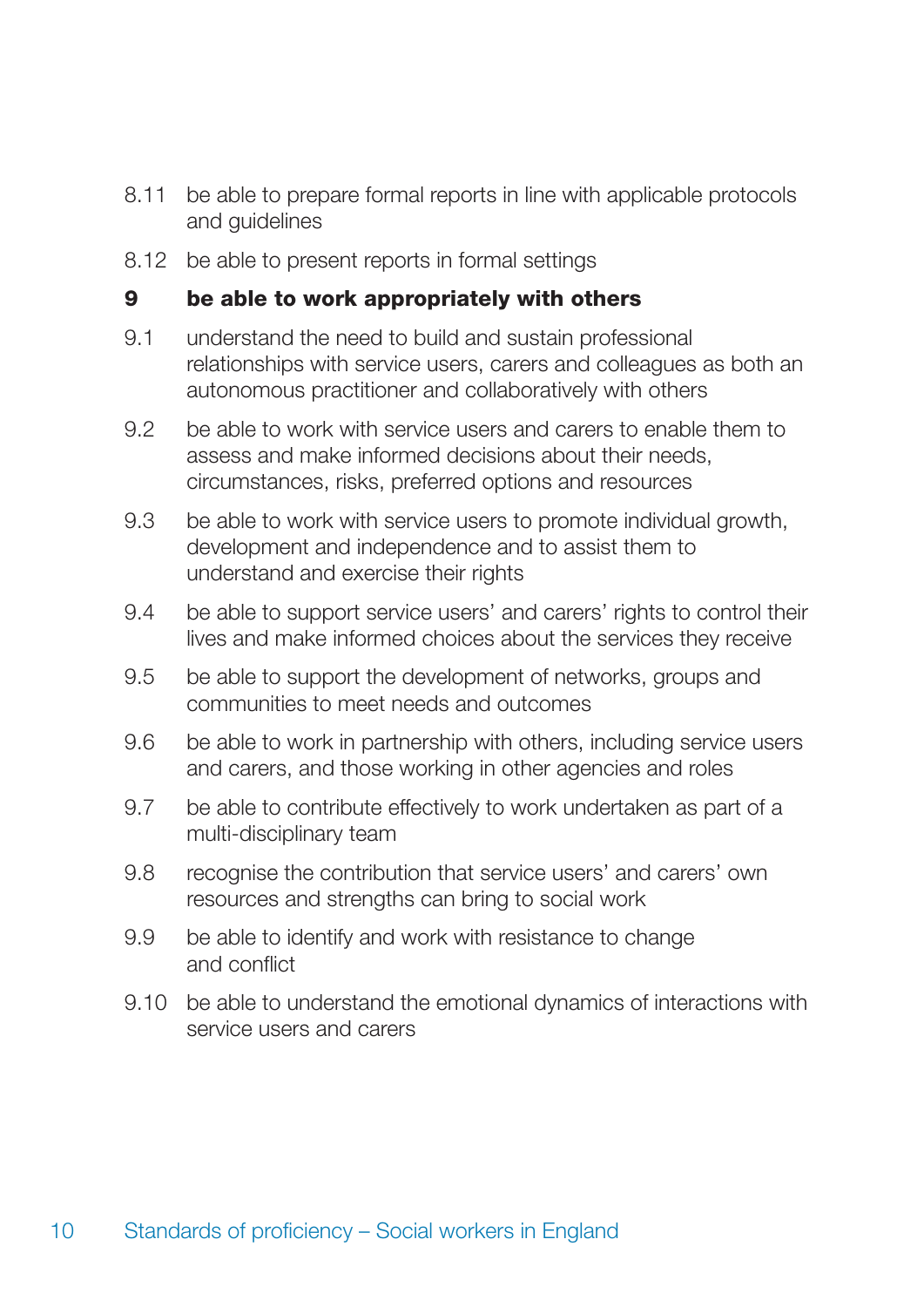8.11 be able to prepare formal reports in line with applicable protocols and guidelines

8.12 be able to present reports in formal settings

**9 be able to work appropriately with others**

9.1 understand the need to build and sustain professional relationships with service users, carers and colleagues as both an autonomous practitioner and collaboratively with others

9.2 be able to work with service users and carers to enable them to assess and make informed decisions about their needs, circumstances, risks, preferred options and resources

9.3 be able to work with service users to promote individual growth, development and independence and to assist them to understand and exercise their rights

9.4 be able to support service users' and carers' rights to control their lives and make informed choices about the services they receive

9.5 be able to support the development of networks, groups and communities to meet needs and outcomes

9.6 be able to work in partnership with others, including service users and carers, and those working in other agencies and roles

9.7 be able to contribute effectively to work undertaken as part of a multi-disciplinary team

9.8 recognise the contribution that service users' and carers' own resources and strengths can bring to social work

9.9 be able to identify and work with resistance to change and conflict

9.10 be able to understand the emotional dynamics of interactions with service users and carers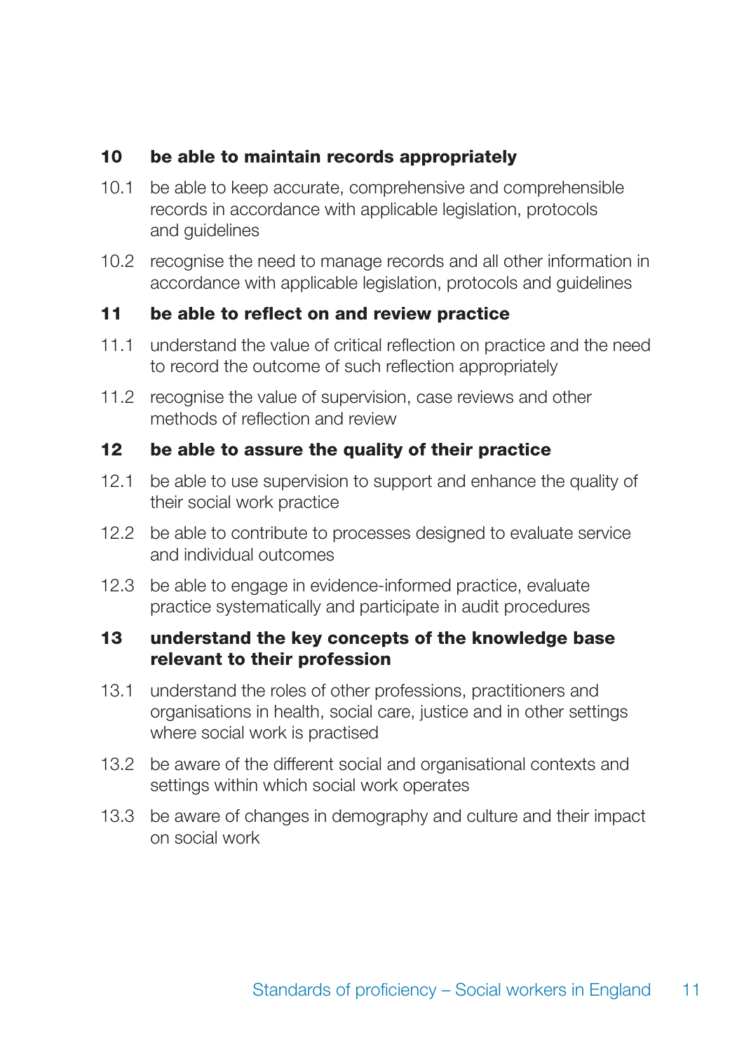**10 be able to maintain records appropriately**

10.1 be able to keep accurate, comprehensive and comprehensible records in accordance with applicable legislation, protocols and guidelines

10.2 recognise the need to manage records and all other information in accordance with applicable legislation, protocols and guidelines

**11 be able to reflect on and review practice**

11.1 understand the value of critical reflection on practice and the need to record the outcome of such reflection appropriately

11.2 recognise the value of supervision, case reviews and other methods of reflection and review

**12 be able to assure the quality of their practice**

12.1 be able to use supervision to support and enhance the quality of their social work practice

12.2 be able to contribute to processes designed to evaluate service and individual outcomes

12.3 be able to engage in evidence-informed practice, evaluate practice systematically and participate in audit procedures

**13 understand the key concepts of the knowledge base relevant to their profession**

13.1 understand the roles of other professions, practitioners and organisations in health, social care, justice and in other settings where social work is practised

13.2 be aware of the different social and organisational contexts and settings within which social work operates

13.3 be aware of changes in demography and culture and their impact on social work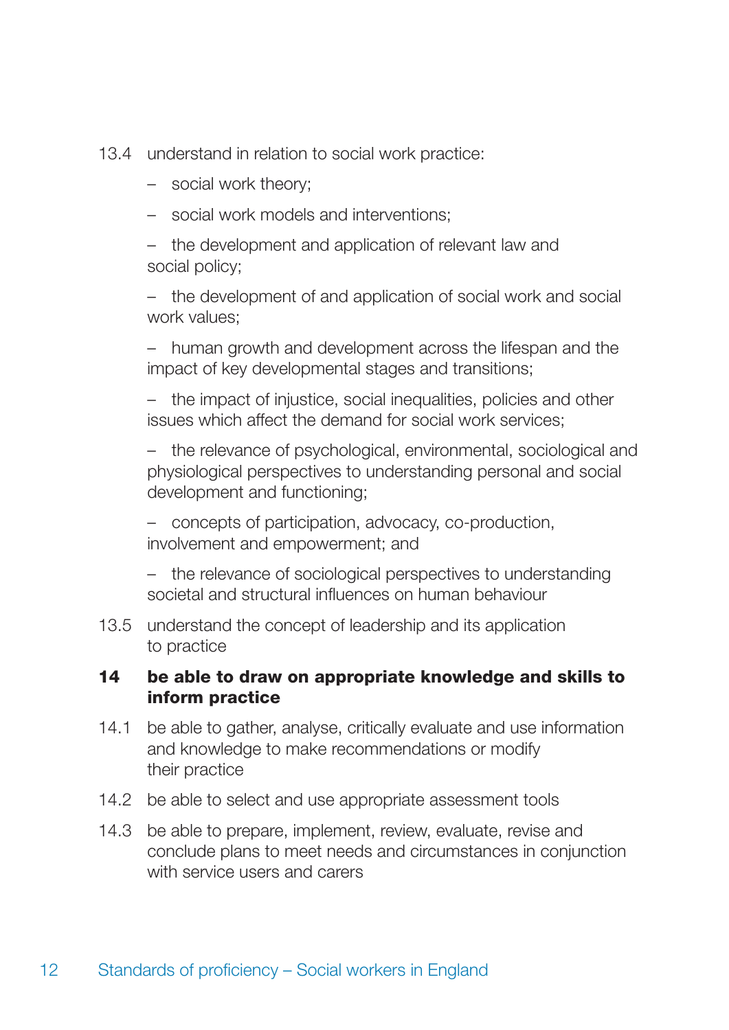13.4 understand in relation to social work practice:

- social work theory;
- social work models and interventions;
- the development and application of relevant law and social policy;
- the development of and application of social work and social work values;
- human growth and development across the lifespan and the impact of key developmental stages and transitions;
- the impact of injustice, social inequalities, policies and other issues which affect the demand for social work services;
- the relevance of psychological, environmental, sociological and physiological perspectives to understanding personal and social development and functioning;
- concepts of participation, advocacy, co-production, involvement and empowerment; and
- the relevance of sociological perspectives to understanding societal and structural influences on human behaviour

13.5 understand the concept of leadership and its application to practice

**14 be able to draw on appropriate knowledge and skills to inform practice**

14.1 be able to gather, analyse, critically evaluate and use information and knowledge to make recommendations or modify their practice

14.2 be able to select and use appropriate assessment tools

14.3 be able to prepare, implement, review, evaluate, revise and conclude plans to meet needs and circumstances in conjunction with service users and carers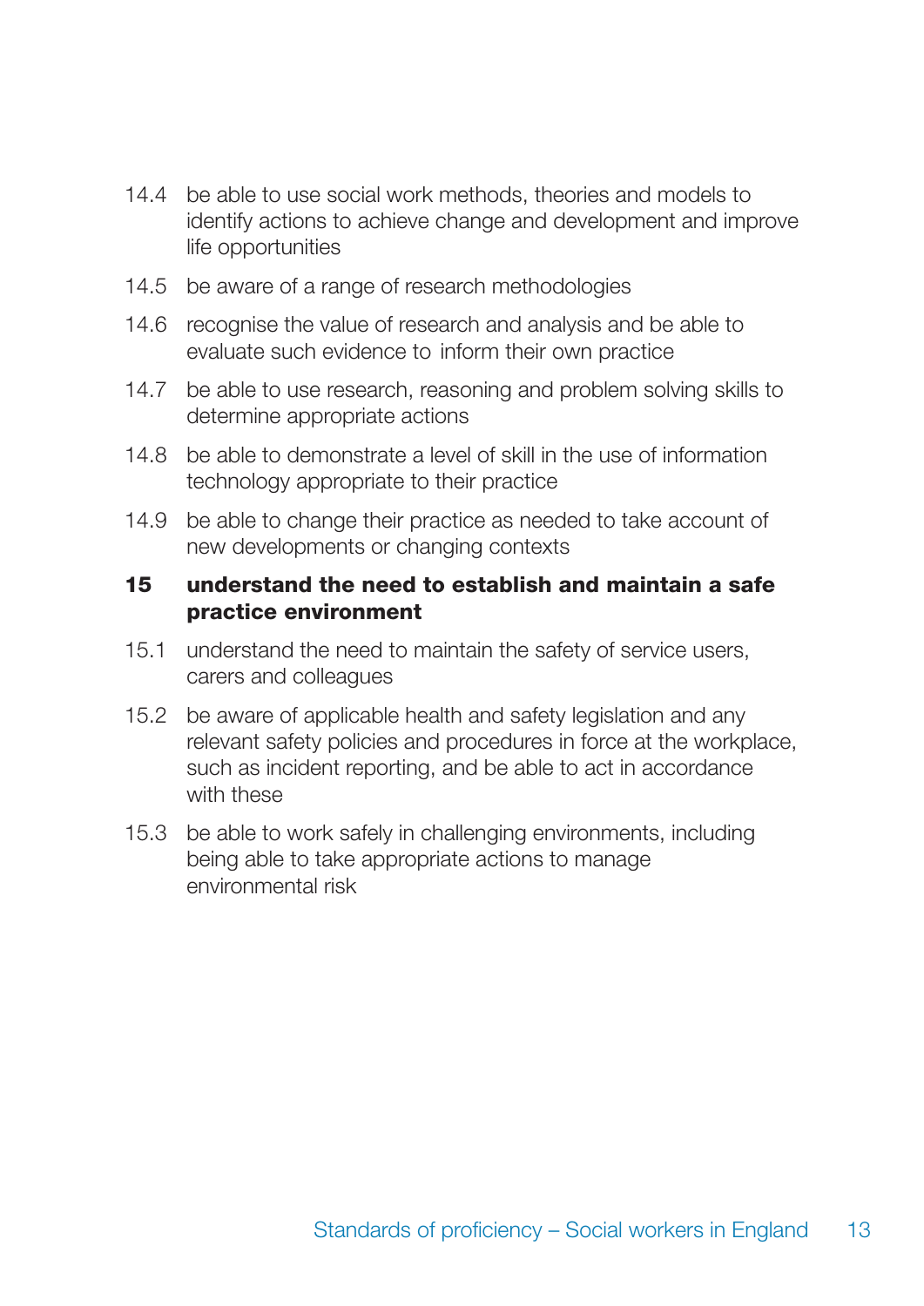14.4 be able to use social work methods, theories and models to identify actions to achieve change and development and improve life opportunities

14.5 be aware of a range of research methodologies

14.6 recognise the value of research and analysis and be able to evaluate such evidence to inform their own practice

14.7 be able to use research, reasoning and problem solving skills to determine appropriate actions

14.8 be able to demonstrate a level of skill in the use of information technology appropriate to their practice

14.9 be able to change their practice as needed to take account of new developments or changing contexts

**15 understand the need to establish and maintain a safe practice environment**

15.1 understand the need to maintain the safety of service users, carers and colleagues

15.2 be aware of applicable health and safety legislation and any relevant safety policies and procedures in force at the workplace, such as incident reporting, and be able to act in accordance with these

15.3 be able to work safely in challenging environments, including being able to take appropriate actions to manage environmental risk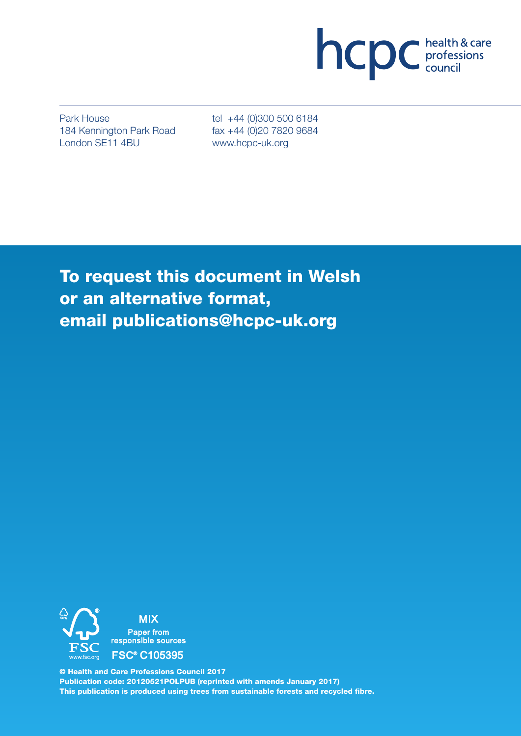hcpc health & care professions council

Park House
184 Kennington Park Road
London SE11 4BU

tel +44 (0)300 500 6184
fax +44 (0)20 7820 9684
www.hcpc-uk.org

**To request this document in Welsh or an alternative format, email publications@hcpc-uk.org**

MIX
Paper from responsible sources
FSC® C105395
www.fsc.org

**© Health and Care Professions Council 2017**
**Publication code: 20120521POLPUB (reprinted with amends January 2017)**
**This publication is produced using trees from sustainable forests and recycled fibre.**